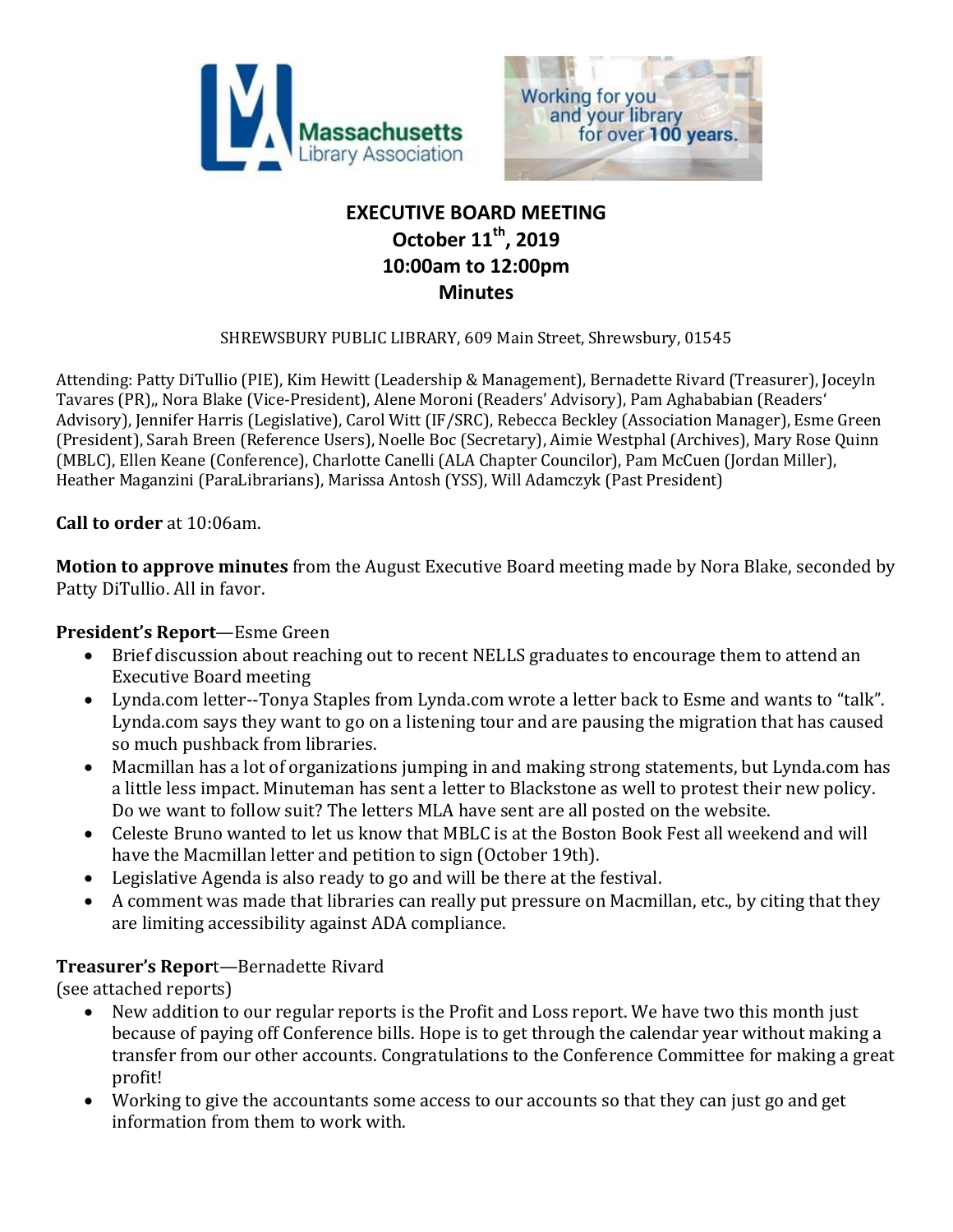# EXECUTIVE BOARD MEETING
# October 11th, 2019
# 10:00am to 12:00pm
# Minutes

SHREWSBURY PUBLIC LIBRARY, 609 Main Street, Shrewsbury, 01545

Attending: Patty DiTullio (PIE), Kim Hewitt (Leadership & Management), Bernadette Rivard (Treasurer), Joceyln Tavares (PR),, Nora Blake (Vice-President), Alene Moroni (Readers' Advisory), Pam Aghababian (Readers' Advisory), Jennifer Harris (Legislative), Carol Witt (IF/SRC), Rebecca Beckley (Association Manager), Esme Green (President), Sarah Breen (Reference Users), Noelle Boc (Secretary), Aimie Westphal (Archives), Mary Rose Quinn (MBLC), Ellen Keane (Conference), Charlotte Canelli (ALA Chapter Councilor), Pam McCuen (Jordan Miller), Heather Maganzini (ParaLibrarians), Marissa Antosh (YSS), Will Adamczyk (Past President)

**Call to order** at 10:06am.

**Motion to approve minutes** from the August Executive Board meeting made by Nora Blake, seconded by Patty DiTullio. All in favor.

**President's Report**—Esme Green

- Brief discussion about reaching out to recent NELLS graduates to encourage them to attend an Executive Board meeting
- Lynda.com letter--Tonya Staples from Lynda.com wrote a letter back to Esme and wants to "talk". Lynda.com says they want to go on a listening tour and are pausing the migration that has caused so much pushback from libraries.
- Macmillan has a lot of organizations jumping in and making strong statements, but Lynda.com has a little less impact. Minuteman has sent a letter to Blackstone as well to protest their new policy. Do we want to follow suit? The letters MLA have sent are all posted on the website.
- Celeste Bruno wanted to let us know that MBLC is at the Boston Book Fest all weekend and will have the Macmillan letter and petition to sign (October 19th).
- Legislative Agenda is also ready to go and will be there at the festival.
- A comment was made that libraries can really put pressure on Macmillan, etc., by citing that they are limiting accessibility against ADA compliance.

**Treasurer's Report**—Bernadette Rivard
(see attached reports)

- New addition to our regular reports is the Profit and Loss report. We have two this month just because of paying off Conference bills. Hope is to get through the calendar year without making a transfer from our other accounts. Congratulations to the Conference Committee for making a great profit!
- Working to give the accountants some access to our accounts so that they can just go and get information from them to work with.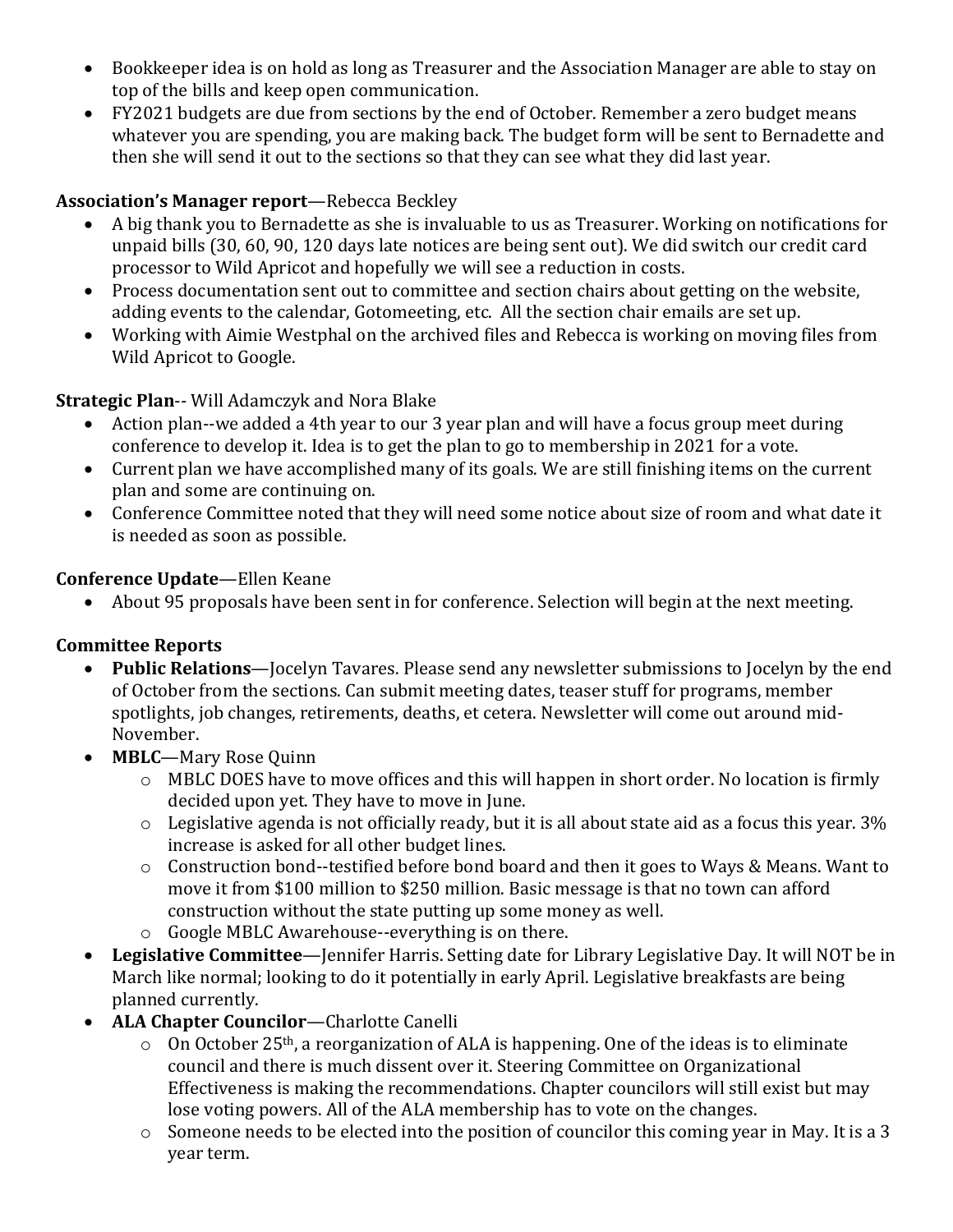- Bookkeeper idea is on hold as long as Treasurer and the Association Manager are able to stay on top of the bills and keep open communication.
- FY2021 budgets are due from sections by the end of October. Remember a zero budget means whatever you are spending, you are making back. The budget form will be sent to Bernadette and then she will send it out to the sections so that they can see what they did last year.

**Association's Manager report**—Rebecca Beckley

- A big thank you to Bernadette as she is invaluable to us as Treasurer. Working on notifications for unpaid bills (30, 60, 90, 120 days late notices are being sent out). We did switch our credit card processor to Wild Apricot and hopefully we will see a reduction in costs.
- Process documentation sent out to committee and section chairs about getting on the website, adding events to the calendar, Gotomeeting, etc. All the section chair emails are set up.
- Working with Aimie Westphal on the archived files and Rebecca is working on moving files from Wild Apricot to Google.

**Strategic Plan**-- Will Adamczyk and Nora Blake

- Action plan--we added a 4th year to our 3 year plan and will have a focus group meet during conference to develop it. Idea is to get the plan to go to membership in 2021 for a vote.
- Current plan we have accomplished many of its goals. We are still finishing items on the current plan and some are continuing on.
- Conference Committee noted that they will need some notice about size of room and what date it is needed as soon as possible.

**Conference Update**—Ellen Keane

- About 95 proposals have been sent in for conference. Selection will begin at the next meeting.

**Committee Reports**

- **Public Relations**—Jocelyn Tavares. Please send any newsletter submissions to Jocelyn by the end of October from the sections. Can submit meeting dates, teaser stuff for programs, member spotlights, job changes, retirements, deaths, et cetera. Newsletter will come out around mid-November.
- **MBLC**—Mary Rose Quinn
  - MBLC DOES have to move offices and this will happen in short order. No location is firmly decided upon yet. They have to move in June.
  - Legislative agenda is not officially ready, but it is all about state aid as a focus this year. 3% increase is asked for all other budget lines.
  - Construction bond--testified before bond board and then it goes to Ways & Means. Want to move it from $100 million to $250 million. Basic message is that no town can afford construction without the state putting up some money as well.
  - Google MBLC Awarehouse--everything is on there.
- **Legislative Committee**—Jennifer Harris. Setting date for Library Legislative Day. It will NOT be in March like normal; looking to do it potentially in early April. Legislative breakfasts are being planned currently.
- **ALA Chapter Councilor**—Charlotte Canelli
  - On October 25th, a reorganization of ALA is happening. One of the ideas is to eliminate council and there is much dissent over it. Steering Committee on Organizational Effectiveness is making the recommendations. Chapter councilors will still exist but may lose voting powers. All of the ALA membership has to vote on the changes.
  - Someone needs to be elected into the position of councilor this coming year in May. It is a 3 year term.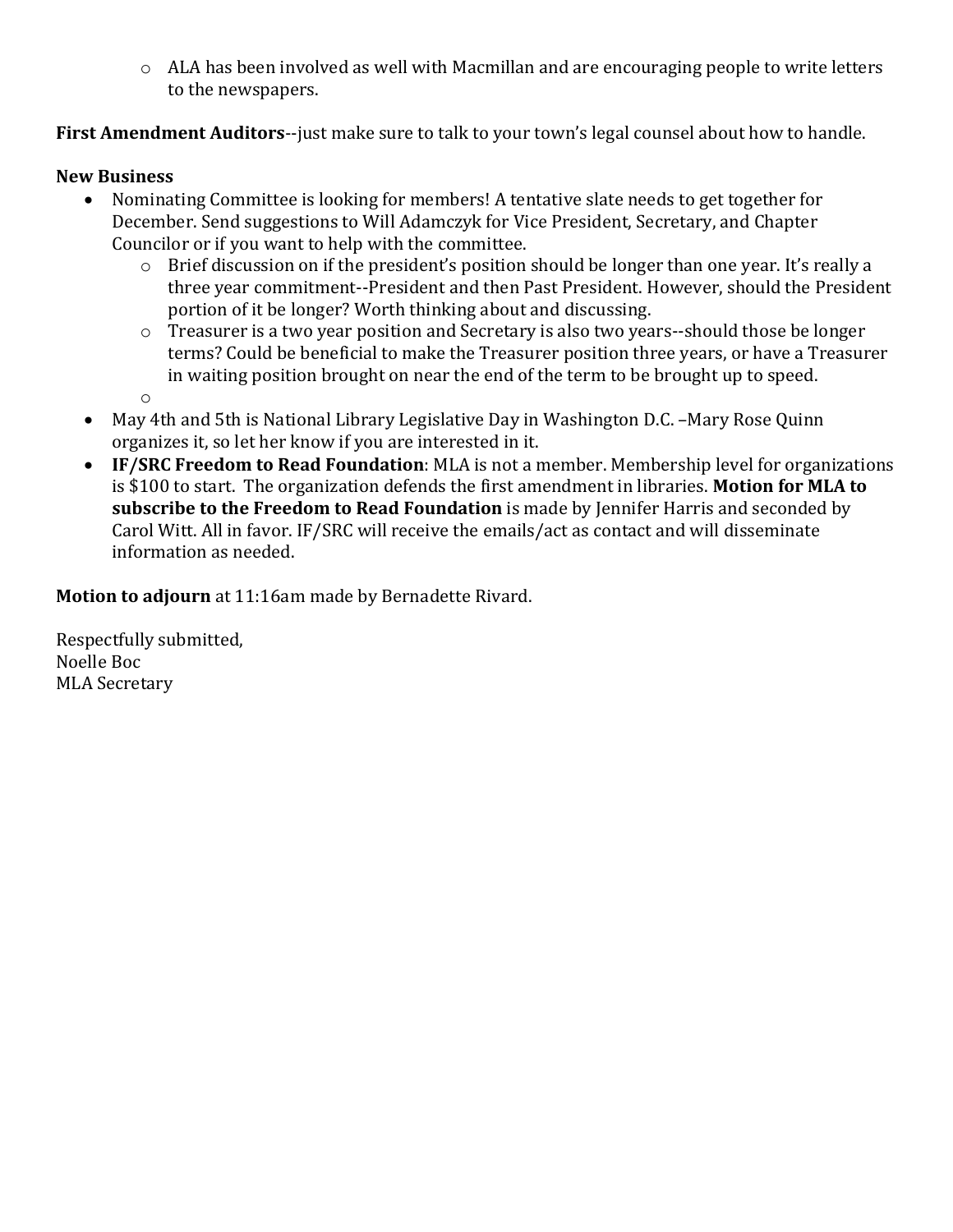- ALA has been involved as well with Macmillan and are encouraging people to write letters to the newspapers.

**First Amendment Auditors**--just make sure to talk to your town's legal counsel about how to handle.

**New Business**

- Nominating Committee is looking for members! A tentative slate needs to get together for December. Send suggestions to Will Adamczyk for Vice President, Secretary, and Chapter Councilor or if you want to help with the committee.
  - Brief discussion on if the president's position should be longer than one year. It's really a three year commitment--President and then Past President. However, should the President portion of it be longer? Worth thinking about and discussing.
  - Treasurer is a two year position and Secretary is also two years--should those be longer terms? Could be beneficial to make the Treasurer position three years, or have a Treasurer in waiting position brought on near the end of the term to be brought up to speed.
- May 4th and 5th is National Library Legislative Day in Washington D.C. –Mary Rose Quinn organizes it, so let her know if you are interested in it.
- **IF/SRC Freedom to Read Foundation**: MLA is not a member. Membership level for organizations is $100 to start. The organization defends the first amendment in libraries. **Motion for MLA to subscribe to the Freedom to Read Foundation** is made by Jennifer Harris and seconded by Carol Witt. All in favor. IF/SRC will receive the emails/act as contact and will disseminate information as needed.

**Motion to adjourn** at 11:16am made by Bernadette Rivard.

Respectfully submitted,
Noelle Boc
MLA Secretary